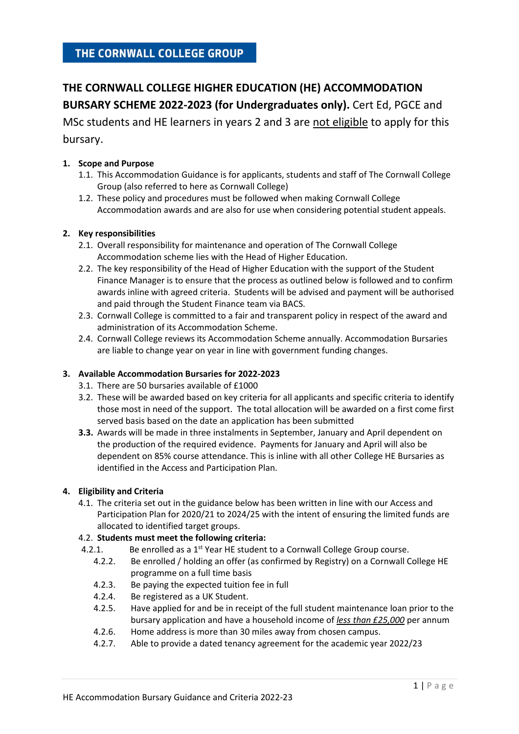**THE CORNWALL COLLEGE GROUP**

**THE CORNWALL COLLEGE HIGHER EDUCATION (HE) ACCOMMODATION BURSARY SCHEME 2022-2023 (for Undergraduates only).** Cert Ed, PGCE and MSc students and HE learners in years 2 and 3 are <u>not eligible</u> to apply for this bursary.

1. **Scope and Purpose**
   1.1. This Accommodation Guidance is for applicants, students and staff of The Cornwall College Group (also referred to here as Cornwall College)
   1.2. These policy and procedures must be followed when making Cornwall College Accommodation awards and are also for use when considering potential student appeals.

2. **Key responsibilities**
   2.1. Overall responsibility for maintenance and operation of The Cornwall College Accommodation scheme lies with the Head of Higher Education.
   2.2. The key responsibility of the Head of Higher Education with the support of the Student Finance Manager is to ensure that the process as outlined below is followed and to confirm awards inline with agreed criteria. Students will be advised and payment will be authorised and paid through the Student Finance team via BACS.
   2.3. Cornwall College is committed to a fair and transparent policy in respect of the award and administration of its Accommodation Scheme.
   2.4. Cornwall College reviews its Accommodation Scheme annually. Accommodation Bursaries are liable to change year on year in line with government funding changes.

3. **Available Accommodation Bursaries for 2022-2023**
   3.1. There are 50 bursaries available of £1000
   3.2. These will be awarded based on key criteria for all applicants and specific criteria to identify those most in need of the support. The total allocation will be awarded on a first come first served basis based on the date an application has been submitted
   **3.3.** Awards will be made in three instalments in September, January and April dependent on the production of the required evidence. Payments for January and April will also be dependent on 85% course attendance. This is inline with all other College HE Bursaries as identified in the Access and Participation Plan.

4. **Eligibility and Criteria**
   4.1. The criteria set out in the guidance below has been written in line with our Access and Participation Plan for 2020/21 to 2024/25 with the intent of ensuring the limited funds are allocated to identified target groups.
   4.2. **Students must meet the following criteria:**
   4.2.1. Be enrolled as a 1st Year HE student to a Cornwall College Group course.
   4.2.2. Be enrolled / holding an offer (as confirmed by Registry) on a Cornwall College HE programme on a full time basis
   4.2.3. Be paying the expected tuition fee in full
   4.2.4. Be registered as a UK Student.
   4.2.5. Have applied for and be in receipt of the full student maintenance loan prior to the bursary application and have a household income of <u>*less than £25,000*</u> per annum
   4.2.6. Home address is more than 30 miles away from chosen campus.
   4.2.7. Able to provide a dated tenancy agreement for the academic year 2022/23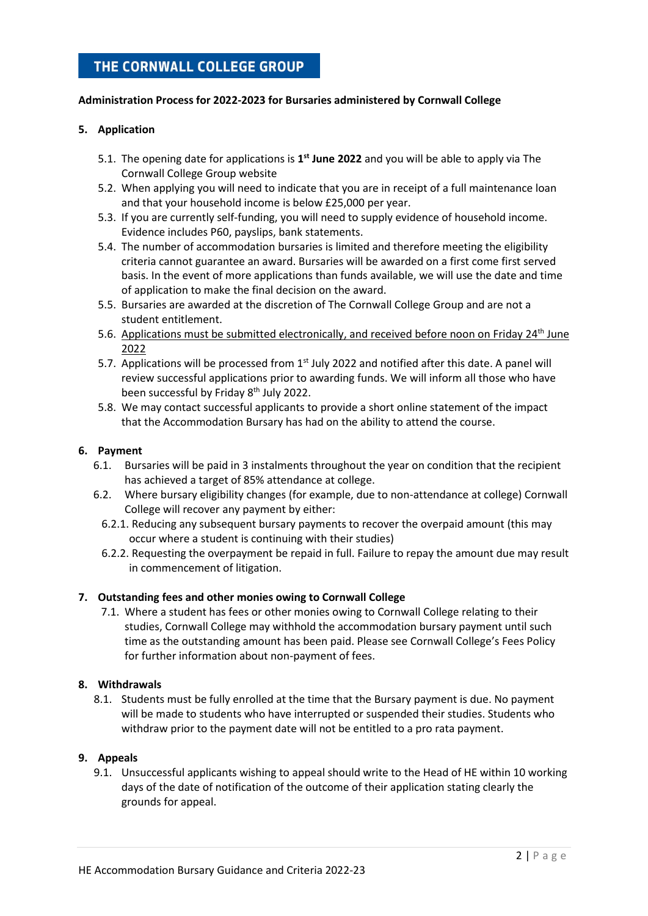# THE CORNWALL COLLEGE GROUP

**Administration Process for 2022-2023 for Bursaries administered by Cornwall College**

## 5. Application

5.1. The opening date for applications is **1st June 2022** and you will be able to apply via The Cornwall College Group website

5.2. When applying you will need to indicate that you are in receipt of a full maintenance loan and that your household income is below £25,000 per year.

5.3. If you are currently self-funding, you will need to supply evidence of household income. Evidence includes P60, payslips, bank statements.

5.4. The number of accommodation bursaries is limited and therefore meeting the eligibility criteria cannot guarantee an award. Bursaries will be awarded on a first come first served basis. In the event of more applications than funds available, we will use the date and time of application to make the final decision on the award.

5.5. Bursaries are awarded at the discretion of The Cornwall College Group and are not a student entitlement.

5.6. <u>Applications must be submitted electronically, and received before noon on Friday 24th June 2022</u>

5.7. Applications will be processed from 1st July 2022 and notified after this date. A panel will review successful applications prior to awarding funds. We will inform all those who have been successful by Friday 8th July 2022.

5.8. We may contact successful applicants to provide a short online statement of the impact that the Accommodation Bursary has had on the ability to attend the course.

## 6. Payment

6.1. Bursaries will be paid in 3 instalments throughout the year on condition that the recipient has achieved a target of 85% attendance at college.

6.2. Where bursary eligibility changes (for example, due to non-attendance at college) Cornwall College will recover any payment by either:

6.2.1. Reducing any subsequent bursary payments to recover the overpaid amount (this may occur where a student is continuing with their studies)

6.2.2. Requesting the overpayment be repaid in full. Failure to repay the amount due may result in commencement of litigation.

## 7. Outstanding fees and other monies owing to Cornwall College

7.1. Where a student has fees or other monies owing to Cornwall College relating to their studies, Cornwall College may withhold the accommodation bursary payment until such time as the outstanding amount has been paid. Please see Cornwall College's Fees Policy for further information about non-payment of fees.

## 8. Withdrawals

8.1. Students must be fully enrolled at the time that the Bursary payment is due. No payment will be made to students who have interrupted or suspended their studies. Students who withdraw prior to the payment date will not be entitled to a pro rata payment.

## 9. Appeals

9.1. Unsuccessful applicants wishing to appeal should write to the Head of HE within 10 working days of the date of notification of the outcome of their application stating clearly the grounds for appeal.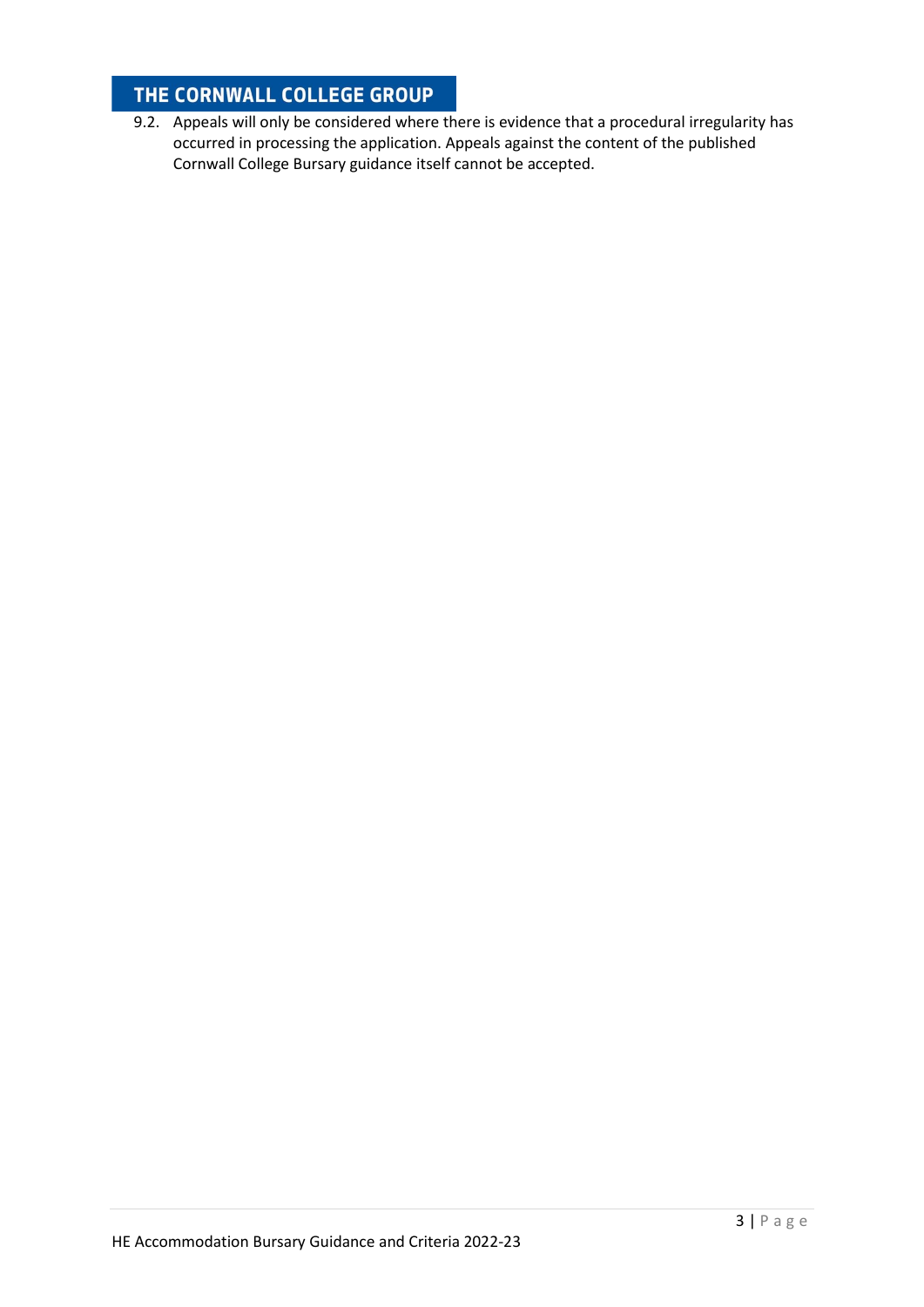9.2. Appeals will only be considered where there is evidence that a procedural irregularity has occurred in processing the application. Appeals against the content of the published Cornwall College Bursary guidance itself cannot be accepted.